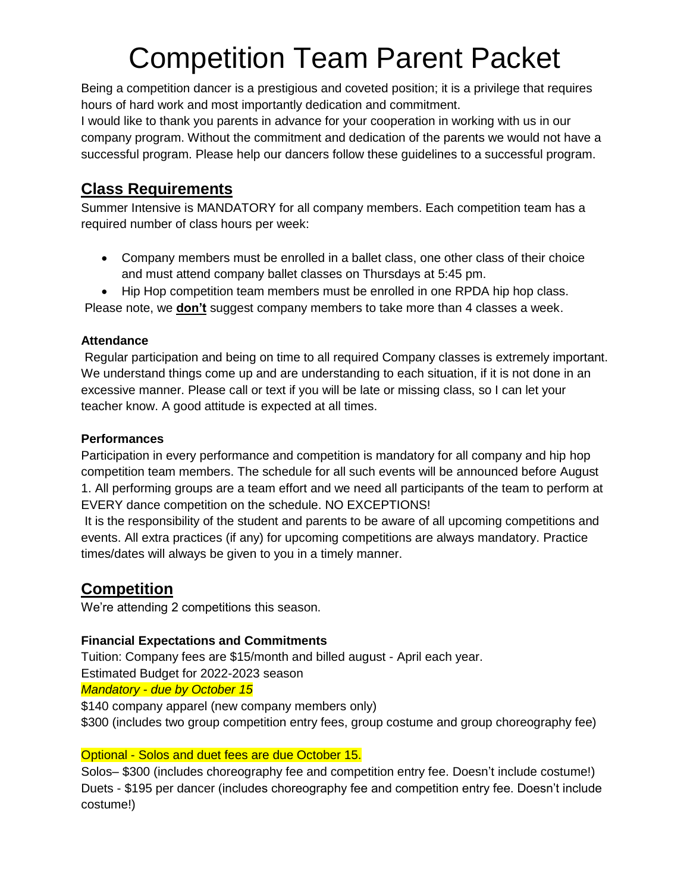# Competition Team Parent Packet

Being a competition dancer is a prestigious and coveted position; it is a privilege that requires hours of hard work and most importantly dedication and commitment.

I would like to thank you parents in advance for your cooperation in working with us in our company program. Without the commitment and dedication of the parents we would not have a successful program. Please help our dancers follow these guidelines to a successful program.

## Class Requirements

Summer Intensive is MANDATORY for all company members. Each competition team has a required number of class hours per week:

- Company members must be enrolled in a ballet class, one other class of their choice and must attend company ballet classes on Thursdays at 5:45 pm.
- Hip Hop competition team members must be enrolled in one RPDA hip hop class.

Please note, we **don't** suggest company members to take more than 4 classes a week.

### Attendance

Regular participation and being on time to all required Company classes is extremely important. We understand things come up and are understanding to each situation, if it is not done in an excessive manner. Please call or text if you will be late or missing class, so I can let your teacher know. A good attitude is expected at all times.

### Performances

Participation in every performance and competition is mandatory for all company and hip hop competition team members. The schedule for all such events will be announced before August 1. All performing groups are a team effort and we need all participants of the team to perform at EVERY dance competition on the schedule. NO EXCEPTIONS!

It is the responsibility of the student and parents to be aware of all upcoming competitions and events. All extra practices (if any) for upcoming competitions are always mandatory. Practice times/dates will always be given to you in a timely manner.

## Competition

We're attending 2 competitions this season.

### Financial Expectations and Commitments

Tuition: Company fees are $15/month and billed august - April each year.

Estimated Budget for 2022-2023 season

*Mandatory - due by October 15*

$140 company apparel (new company members only)

$300 (includes two group competition entry fees, group costume and group choreography fee)

Optional - Solos and duet fees are due October 15.

Solos– $300 (includes choreography fee and competition entry fee. Doesn't include costume!)

Duets - $195 per dancer (includes choreography fee and competition entry fee. Doesn't include costume!)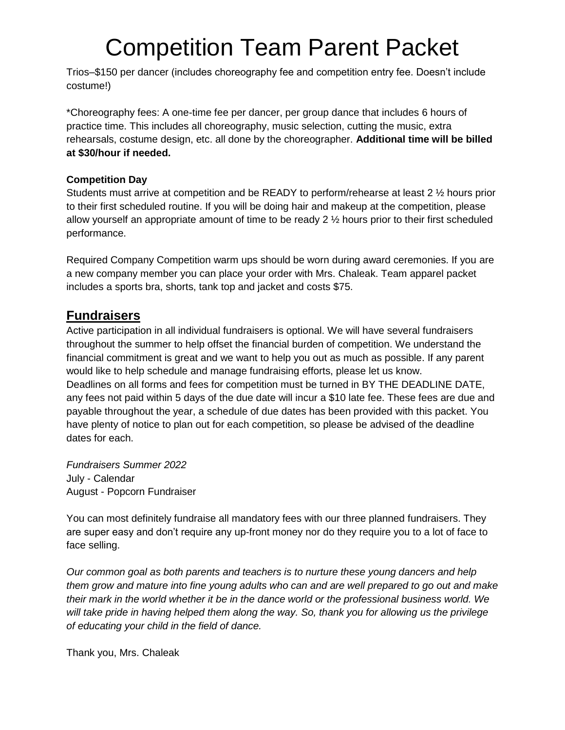# Competition Team Parent Packet

Trios–$150 per dancer (includes choreography fee and competition entry fee. Doesn't include costume!)

*Choreography fees: A one-time fee per dancer, per group dance that includes 6 hours of practice time. This includes all choreography, music selection, cutting the music, extra rehearsals, costume design, etc. all done by the choreographer. **Additional time will be billed at $30/hour if needed.**

**Competition Day**

Students must arrive at competition and be READY to perform/rehearse at least 2 ½ hours prior to their first scheduled routine. If you will be doing hair and makeup at the competition, please allow yourself an appropriate amount of time to be ready 2 ½ hours prior to their first scheduled performance.

Required Company Competition warm ups should be worn during award ceremonies. If you are a new company member you can place your order with Mrs. Chaleak. Team apparel packet includes a sports bra, shorts, tank top and jacket and costs $75.

## Fundraisers

Active participation in all individual fundraisers is optional. We will have several fundraisers throughout the summer to help offset the financial burden of competition. We understand the financial commitment is great and we want to help you out as much as possible. If any parent would like to help schedule and manage fundraising efforts, please let us know.
Deadlines on all forms and fees for competition must be turned in BY THE DEADLINE DATE, any fees not paid within 5 days of the due date will incur a $10 late fee. These fees are due and payable throughout the year, a schedule of due dates has been provided with this packet. You have plenty of notice to plan out for each competition, so please be advised of the deadline dates for each.

*Fundraisers Summer 2022*
July - Calendar
August - Popcorn Fundraiser

You can most definitely fundraise all mandatory fees with our three planned fundraisers. They are super easy and don't require any up-front money nor do they require you to a lot of face to face selling.

*Our common goal as both parents and teachers is to nurture these young dancers and help them grow and mature into fine young adults who can and are well prepared to go out and make their mark in the world whether it be in the dance world or the professional business world. We will take pride in having helped them along the way. So, thank you for allowing us the privilege of educating your child in the field of dance.*

Thank you, Mrs. Chaleak